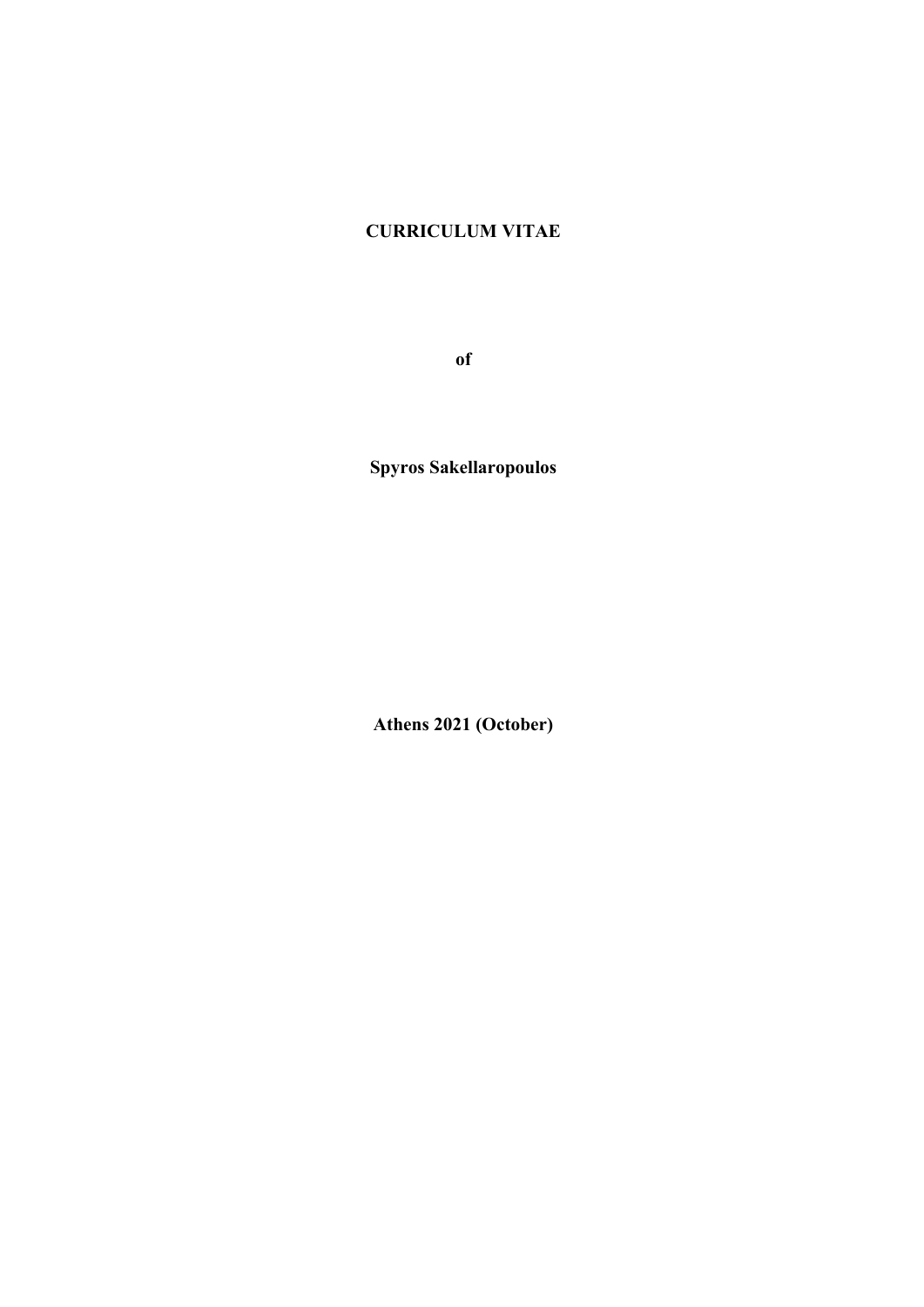**CURRICULUM VITAE**

**of**

**Spyros Sakellaropoulos**

**Athens 2021 (October)**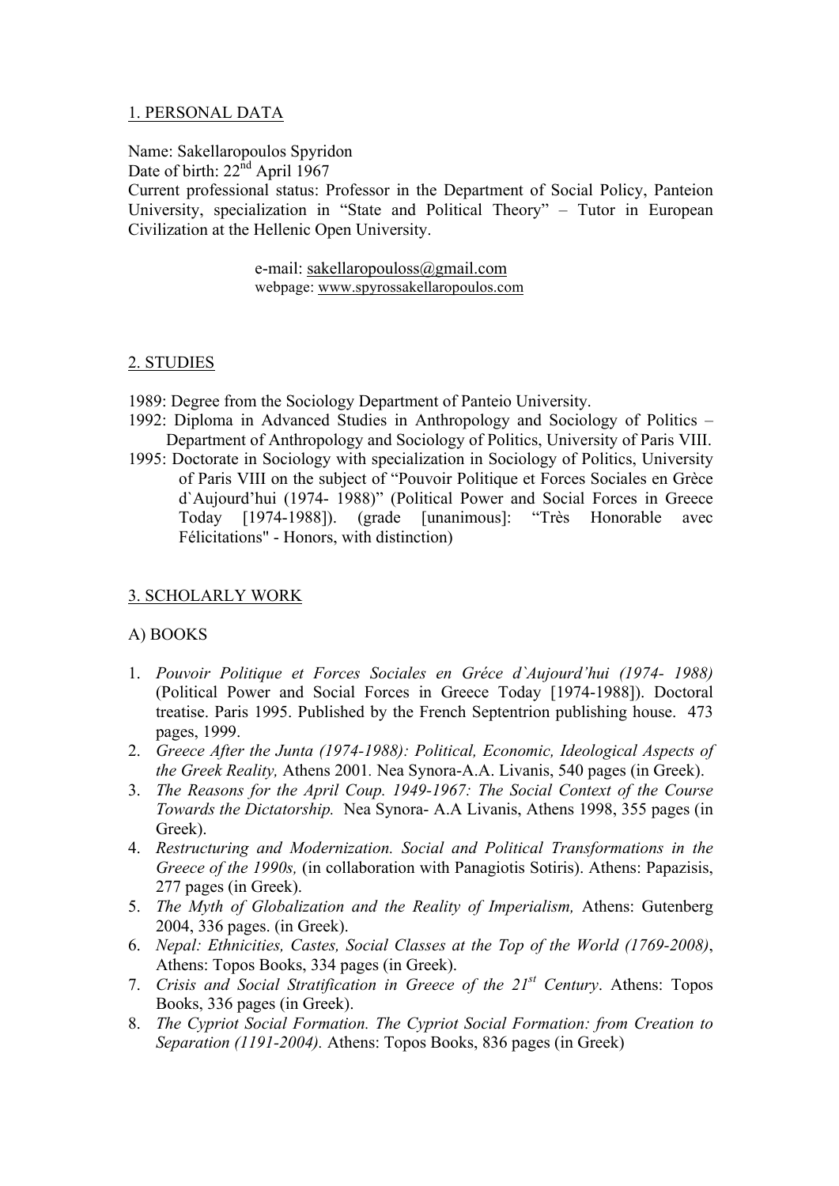## 1. PERSONAL DATA

Name: Sakellaropoulos Spyridon
Date of birth: 22nd April 1967
Current professional status: Professor in the Department of Social Policy, Panteion University, specialization in "State and Political Theory" – Tutor in European Civilization at the Hellenic Open University.

e-mail: sakellaropouloss@gmail.com
webpage: www.spyrossakellaropoulos.com

## 2. STUDIES

1989: Degree from the Sociology Department of Panteio University.
1992: Diploma in Advanced Studies in Anthropology and Sociology of Politics – Department of Anthropology and Sociology of Politics, University of Paris VIII.
1995: Doctorate in Sociology with specialization in Sociology of Politics, University of Paris VIII on the subject of "Pouvoir Politique et Forces Sociales en Grèce d`Aujourd'hui (1974- 1988)" (Political Power and Social Forces in Greece Today [1974-1988]). (grade [unanimous]: "Très Honorable avec Félicitations" - Honors, with distinction)

## 3. SCHOLARLY WORK

### A) BOOKS

1. *Pouvoir Politique et Forces Sociales en Gréce d`Aujourd'hui (1974- 1988)* (Political Power and Social Forces in Greece Today [1974-1988]). Doctoral treatise. Paris 1995. Published by the French Septentrion publishing house. 473 pages, 1999.
2. *Greece After the Junta (1974-1988): Political, Economic, Ideological Aspects of the Greek Reality,* Athens 2001. Nea Synora-A.A. Livanis, 540 pages (in Greek).
3. *The Reasons for the April Coup. 1949-1967: The Social Context of the Course Towards the Dictatorship.* Nea Synora- A.A Livanis, Athens 1998, 355 pages (in Greek).
4. *Restructuring and Modernization. Social and Political Transformations in the Greece of the 1990s,* (in collaboration with Panagiotis Sotiris). Athens: Papazisis, 277 pages (in Greek).
5. *The Myth of Globalization and the Reality of Imperialism,* Athens: Gutenberg 2004, 336 pages. (in Greek).
6. *Nepal: Ethnicities, Castes, Social Classes at the Top of the World (1769-2008)*, Athens: Topos Books, 334 pages (in Greek).
7. *Crisis and Social Stratification in Greece of the 21st Century*. Athens: Topos Books, 336 pages (in Greek).
8. *The Cypriot Social Formation. The Cypriot Social Formation: from Creation to Separation (1191-2004).* Athens: Topos Books, 836 pages (in Greek)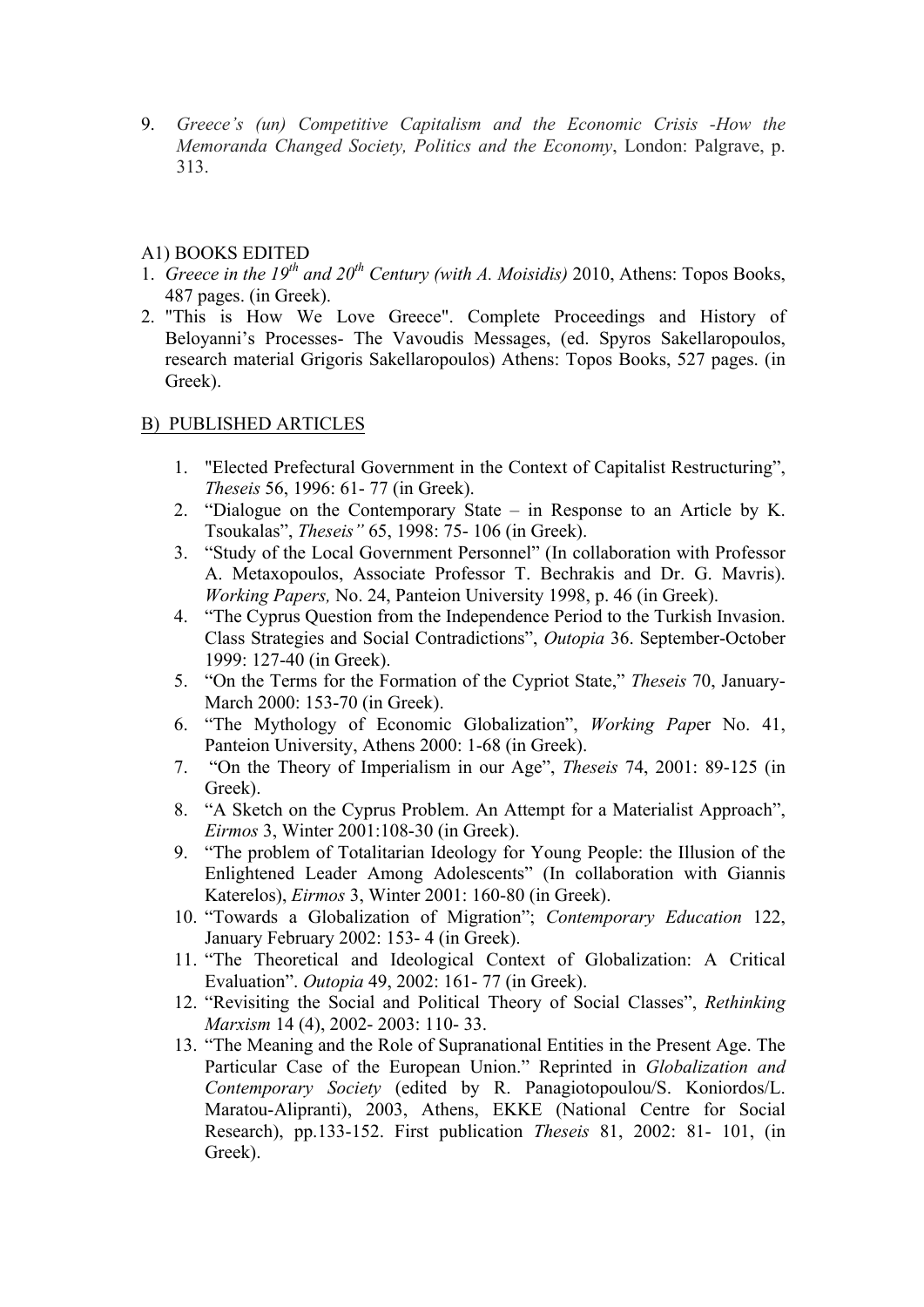9. *Greece's (un) Competitive Capitalism and the Economic Crisis -How the Memoranda Changed Society, Politics and the Economy*, London: Palgrave, p. 313.

A1) BOOKS EDITED

1. *Greece in the 19th and 20th Century (with A. Moisidis)* 2010, Athens: Topos Books, 487 pages. (in Greek).
2. "This is How We Love Greece". Complete Proceedings and History of Beloyanni's Processes- The Vavoudis Messages, (ed. Spyros Sakellaropoulos, research material Grigoris Sakellaropoulos) Athens: Topos Books, 527 pages. (in Greek).

B) PUBLISHED ARTICLES

1. "Elected Prefectural Government in the Context of Capitalist Restructuring", *Theseis* 56, 1996: 61- 77 (in Greek).
2. "Dialogue on the Contemporary State – in Response to an Article by K. Tsoukalas", *Theseis"* 65, 1998: 75- 106 (in Greek).
3. "Study of the Local Government Personnel" (In collaboration with Professor A. Metaxopoulos, Associate Professor T. Bechrakis and Dr. G. Mavris). *Working Papers,* No. 24, Panteion University 1998, p. 46 (in Greek).
4. "The Cyprus Question from the Independence Period to the Turkish Invasion. Class Strategies and Social Contradictions", *Outopia* 36. September-October 1999: 127-40 (in Greek).
5. "On the Terms for the Formation of the Cypriot State," *Theseis* 70, January-March 2000: 153-70 (in Greek).
6. "The Mythology of Economic Globalization", *Working Pap*er No. 41, Panteion University, Athens 2000: 1-68 (in Greek).
7. "On the Theory of Imperialism in our Age", *Theseis* 74, 2001: 89-125 (in Greek).
8. "A Sketch on the Cyprus Problem. An Attempt for a Materialist Approach", *Eirmos* 3, Winter 2001:108-30 (in Greek).
9. "The problem of Totalitarian Ideology for Young People: the Illusion of the Enlightened Leader Among Adolescents" (In collaboration with Giannis Katerelos), *Eirmos* 3, Winter 2001: 160-80 (in Greek).
10. "Towards a Globalization of Migration"; *Contemporary Education* 122, January February 2002: 153- 4 (in Greek).
11. "The Theoretical and Ideological Context of Globalization: A Critical Evaluation". *Outopia* 49, 2002: 161- 77 (in Greek).
12. "Revisiting the Social and Political Theory of Social Classes", *Rethinking Marxism* 14 (4), 2002- 2003: 110- 33.
13. "The Meaning and the Role of Supranational Entities in the Present Age. The Particular Case of the European Union." Reprinted in *Globalization and Contemporary Society* (edited by R. Panagiotopoulou/S. Koniordos/L. Maratou-Alipranti), 2003, Athens, EKKE (National Centre for Social Research), pp.133-152. First publication *Theseis* 81, 2002: 81- 101, (in Greek).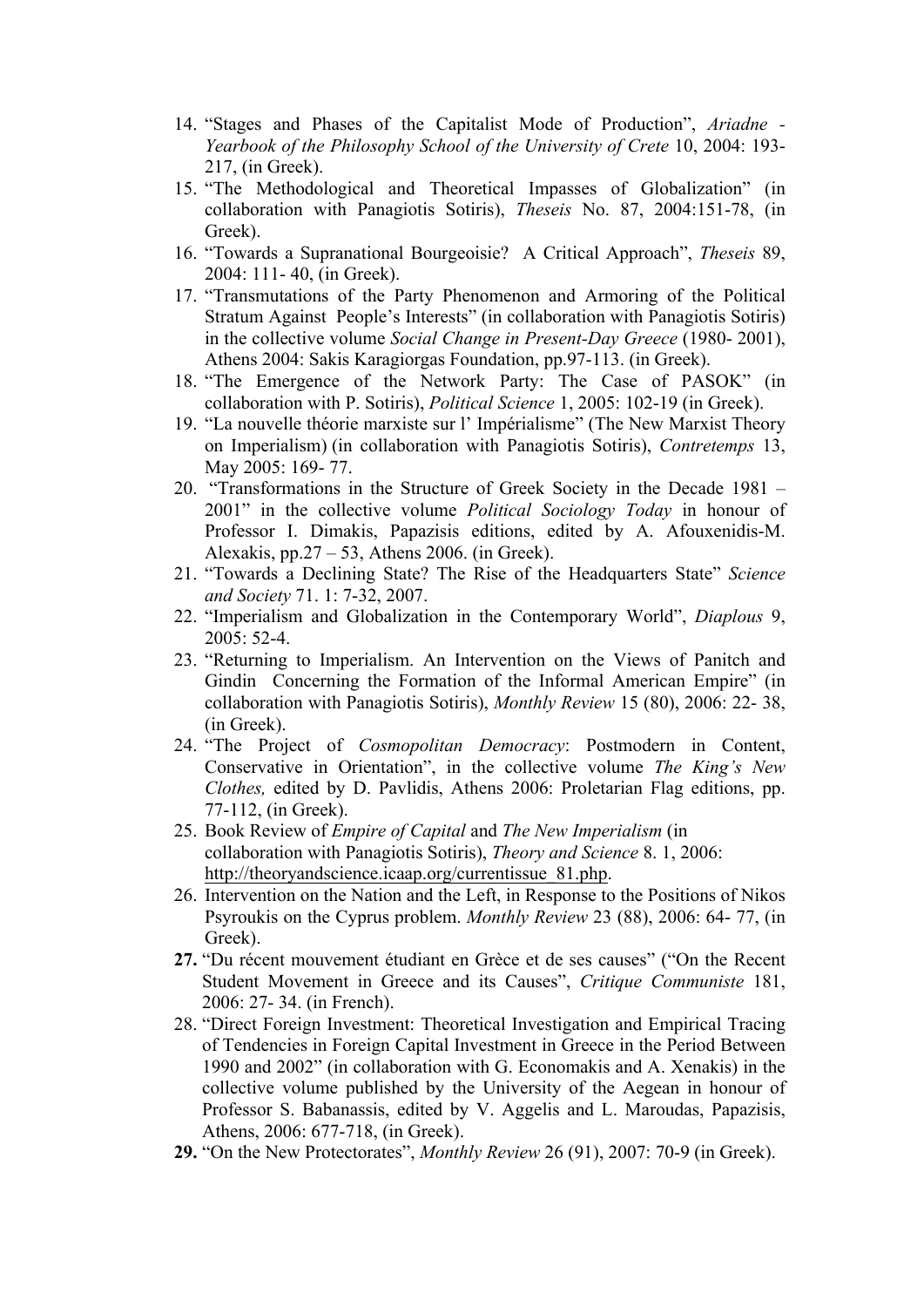14. "Stages and Phases of the Capitalist Mode of Production", *Ariadne - Yearbook of the Philosophy School of the University of Crete* 10, 2004: 193-217, (in Greek).
15. "The Methodological and Theoretical Impasses of Globalization" (in collaboration with Panagiotis Sotiris), *Theseis* No. 87, 2004:151-78, (in Greek).
16. "Towards a Supranational Bourgeoisie? A Critical Approach", *Theseis* 89, 2004: 111- 40, (in Greek).
17. "Transmutations of the Party Phenomenon and Armoring of the Political Stratum Against People's Interests" (in collaboration with Panagiotis Sotiris) in the collective volume *Social Change in Present-Day Greece* (1980- 2001), Athens 2004: Sakis Karagiorgas Foundation, pp.97-113. (in Greek).
18. "The Emergence of the Network Party: The Case of PASOK" (in collaboration with P. Sotiris), *Political Science* 1, 2005: 102-19 (in Greek).
19. "La nouvelle théorie marxiste sur l' Impérialisme" (The New Marxist Theory on Imperialism) (in collaboration with Panagiotis Sotiris), *Contretemps* 13, May 2005: 169- 77.
20. "Transformations in the Structure of Greek Society in the Decade 1981 – 2001" in the collective volume *Political Sociology Today* in honour of Professor I. Dimakis, Papazisis editions, edited by A. Afouxenidis-M. Alexakis, pp.27 – 53, Athens 2006. (in Greek).
21. "Towards a Declining State? The Rise of the Headquarters State" *Science and Society* 71. 1: 7-32, 2007.
22. "Imperialism and Globalization in the Contemporary World", *Diaplous* 9, 2005: 52-4.
23. "Returning to Imperialism. An Intervention on the Views of Panitch and Gindin Concerning the Formation of the Informal American Empire" (in collaboration with Panagiotis Sotiris), *Monthly Review* 15 (80), 2006: 22- 38, (in Greek).
24. "The Project of *Cosmopolitan Democracy*: Postmodern in Content, Conservative in Orientation", in the collective volume *The King's New Clothes,* edited by D. Pavlidis, Athens 2006: Proletarian Flag editions, pp. 77-112, (in Greek).
25. Book Review of *Empire of Capital* and *The New Imperialism* (in collaboration with Panagiotis Sotiris), *Theory and Science* 8. 1, 2006: http://theoryandscience.icaap.org/currentissue_81.php.
26. Intervention on the Nation and the Left, in Response to the Positions of Nikos Psyroukis on the Cyprus problem. *Monthly Review* 23 (88), 2006: 64- 77, (in Greek).
27. "Du récent mouvement étudiant en Grèce et de ses causes" ("On the Recent Student Movement in Greece and its Causes", *Critique Communiste* 181, 2006: 27- 34. (in French).
28. "Direct Foreign Investment: Theoretical Investigation and Empirical Tracing of Tendencies in Foreign Capital Investment in Greece in the Period Between 1990 and 2002" (in collaboration with G. Economakis and A. Xenakis) in the collective volume published by the University of the Aegean in honour of Professor S. Babanassis, edited by V. Aggelis and L. Maroudas, Papazisis, Athens, 2006: 677-718, (in Greek).
29. "On the New Protectorates", *Monthly Review* 26 (91), 2007: 70-9 (in Greek).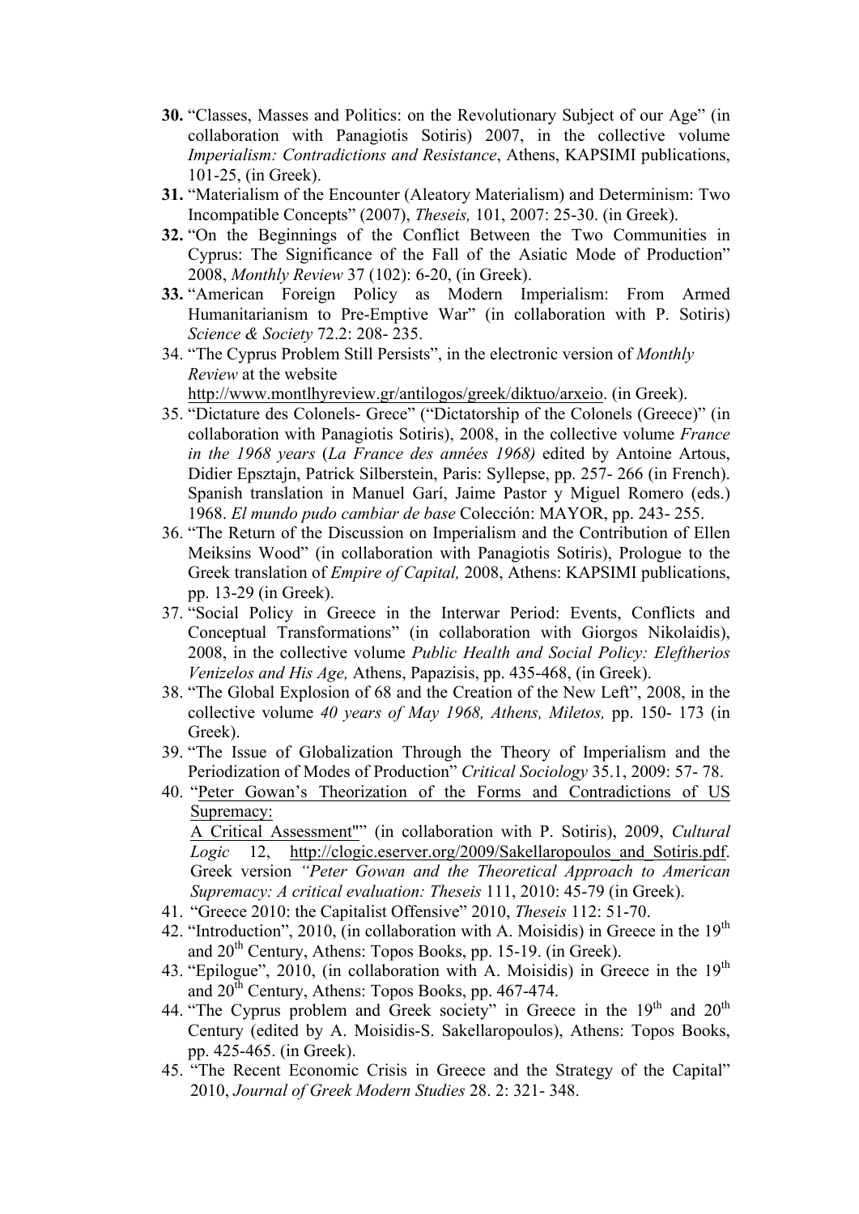**30.** "Classes, Masses and Politics: on the Revolutionary Subject of our Age" (in collaboration with Panagiotis Sotiris) 2007, in the collective volume *Imperialism: Contradictions and Resistance*, Athens, KAPSIMI publications, 101-25, (in Greek).

**31.** "Materialism of the Encounter (Aleatory Materialism) and Determinism: Two Incompatible Concepts" (2007), *Theseis,* 101, 2007: 25-30. (in Greek).

**32.** "On the Beginnings of the Conflict Between the Two Communities in Cyprus: The Significance of the Fall of the Asiatic Mode of Production" 2008, *Monthly Review* 37 (102): 6-20, (in Greek).

**33.** "American Foreign Policy as Modern Imperialism: From Armed Humanitarianism to Pre-Emptive War" (in collaboration with P. Sotiris) *Science & Society* 72.2: 208- 235.

34. "The Cyprus Problem Still Persists", in the electronic version of *Monthly Review* at the website http://www.montlhyreview.gr/antilogos/greek/diktuo/arxeio. (in Greek).

35. "Dictature des Colonels- Grece" ("Dictatorship of the Colonels (Greece)" (in collaboration with Panagiotis Sotiris), 2008, in the collective volume *France in the 1968 years* (*La France des années 1968)* edited by Antoine Artous, Didier Epsztajn, Patrick Silberstein, Paris: Syllepse, pp. 257- 266 (in French). Spanish translation in Manuel Garí, Jaime Pastor y Miguel Romero (eds.) 1968. *El mundo pudo cambiar de base* Colección: MAYOR, pp. 243- 255.

36. "The Return of the Discussion on Imperialism and the Contribution of Ellen Meiksins Wood" (in collaboration with Panagiotis Sotiris), Prologue to the Greek translation of *Empire of Capital,* 2008, Athens: KAPSIMI publications, pp. 13-29 (in Greek).

37. "Social Policy in Greece in the Interwar Period: Events, Conflicts and Conceptual Transformations" (in collaboration with Giorgos Nikolaidis), 2008, in the collective volume *Public Health and Social Policy: Eleftherios Venizelos and His Age,* Athens, Papazisis, pp. 435-468, (in Greek).

38. "The Global Explosion of 68 and the Creation of the New Left", 2008, in the collective volume *40 years of May 1968, Athens, Miletos,* pp. 150- 173 (in Greek).

39. "The Issue of Globalization Through the Theory of Imperialism and the Periodization of Modes of Production" *Critical Sociology* 35.1, 2009: 57- 78.

40. "Peter Gowan's Theorization of the Forms and Contradictions of US Supremacy: A Critical Assessment"" (in collaboration with P. Sotiris), 2009, *Cultural Logic* 12, http://clogic.eserver.org/2009/Sakellaropoulos_and_Sotiris.pdf. Greek version *"Peter Gowan and the Theoretical Approach to American Supremacy: A critical evaluation: Theseis* 111, 2010: 45-79 (in Greek).

41. "Greece 2010: the Capitalist Offensive" 2010, *Theseis* 112: 51-70.

42. "Introduction", 2010, (in collaboration with A. Moisidis) in Greece in the 19th and 20th Century, Athens: Topos Books, pp. 15-19. (in Greek).

43. "Epilogue", 2010, (in collaboration with A. Moisidis) in Greece in the 19th and 20th Century, Athens: Topos Books, pp. 467-474.

44. "The Cyprus problem and Greek society" in Greece in the 19th and 20th Century (edited by A. Moisidis-S. Sakellaropoulos), Athens: Topos Books, pp. 425-465. (in Greek).

45. "The Recent Economic Crisis in Greece and the Strategy of the Capital" 2010, *Journal of Greek Modern Studies* 28. 2: 321- 348.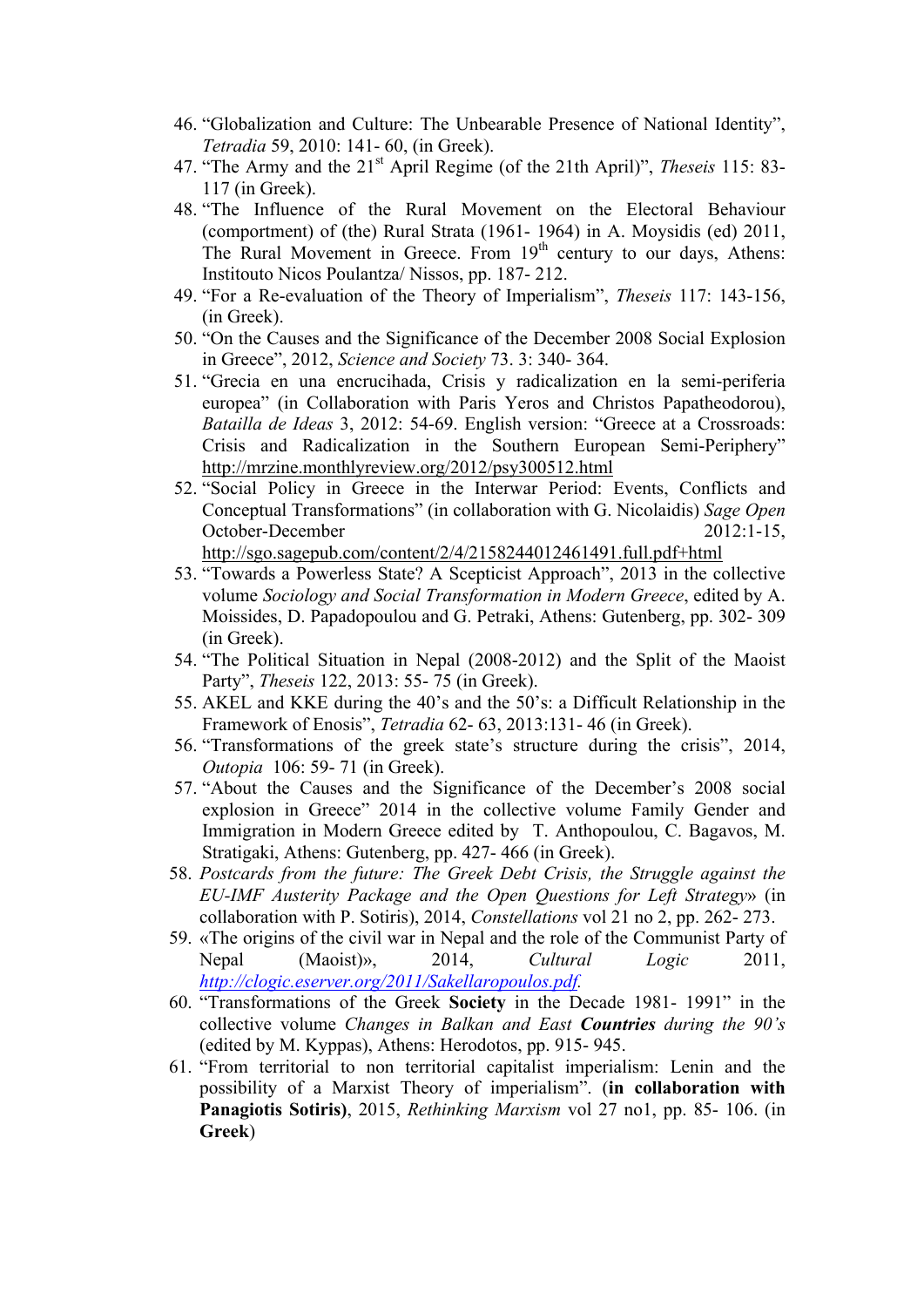46. "Globalization and Culture: The Unbearable Presence of National Identity", *Tetradia* 59, 2010: 141- 60, (in Greek).
47. "The Army and the 21st April Regime (of the 21th April)", *Theseis* 115: 83-117 (in Greek).
48. "The Influence of the Rural Movement on the Electoral Behaviour (comportment) of (the) Rural Strata (1961- 1964) in A. Moysidis (ed) 2011, The Rural Movement in Greece. From 19th century to our days, Athens: Institouto Nicos Poulantza/ Nissos, pp. 187- 212.
49. "For a Re-evaluation of the Theory of Imperialism", *Theseis* 117: 143-156, (in Greek).
50. "On the Causes and the Significance of the December 2008 Social Explosion in Greece", 2012, *Science and Society* 73. 3: 340- 364.
51. "Grecia en una encrucihada, Crisis y radicalization en la semi-periferia europea" (in Collaboration with Paris Yeros and Christos Papatheodorou), *Batailla de Ideas* 3, 2012: 54-69. English version: "Greece at a Crossroads: Crisis and Radicalization in the Southern European Semi-Periphery" http://mrzine.monthlyreview.org/2012/psy300512.html
52. "Social Policy in Greece in the Interwar Period: Events, Conflicts and Conceptual Transformations" (in collaboration with G. Nicolaidis) *Sage Open* October-December 2012:1-15, http://sgo.sagepub.com/content/2/4/2158244012461491.full.pdf+html
53. "Towards a Powerless State? A Scepticist Approach", 2013 in the collective volume *Sociology and Social Transformation in Modern Greece*, edited by A. Moissides, D. Papadopoulou and G. Petraki, Athens: Gutenberg, pp. 302- 309 (in Greek).
54. "The Political Situation in Nepal (2008-2012) and the Split of the Maoist Party", *Theseis* 122, 2013: 55- 75 (in Greek).
55. AKEL and KKE during the 40's and the 50's: a Difficult Relationship in the Framework of Enosis", *Tetradia* 62- 63, 2013:131- 46 (in Greek).
56. "Transformations of the greek state's structure during the crisis", 2014, *Outopia* 106: 59- 71 (in Greek).
57. "About the Causes and the Significance of the December's 2008 social explosion in Greece" 2014 in the collective volume Family Gender and Immigration in Modern Greece edited by T. Anthopoulou, C. Bagavos, M. Stratigaki, Athens: Gutenberg, pp. 427- 466 (in Greek).
58. *Postcards from the future: The Greek Debt Crisis, the Struggle against the EU-IMF Austerity Package and the Open Questions for Left Strategy*» (in collaboration with P. Sotiris), 2014, *Constellations* vol 21 no 2, pp. 262- 273.
59. «The origins of the civil war in Nepal and the role of the Communist Party of Nepal (Maoist)», 2014, *Cultural Logic* 2011, *http://clogic.eserver.org/2011/Sakellaropoulos.pdf*.
60. "Transformations of the Greek **Society** in the Decade 1981- 1991" in the collective volume *Changes in Balkan and East* ***Countries*** *during the 90's* (edited by M. Kyppas), Athens: Herodotos, pp. 915- 945.
61. "From territorial to non territorial capitalist imperialism: Lenin and the possibility of a Marxist Theory of imperialism". (**in collaboration with Panagiotis Sotiris)**, 2015, *Rethinking Marxism* vol 27 no1, pp. 85- 106. (in **Greek**)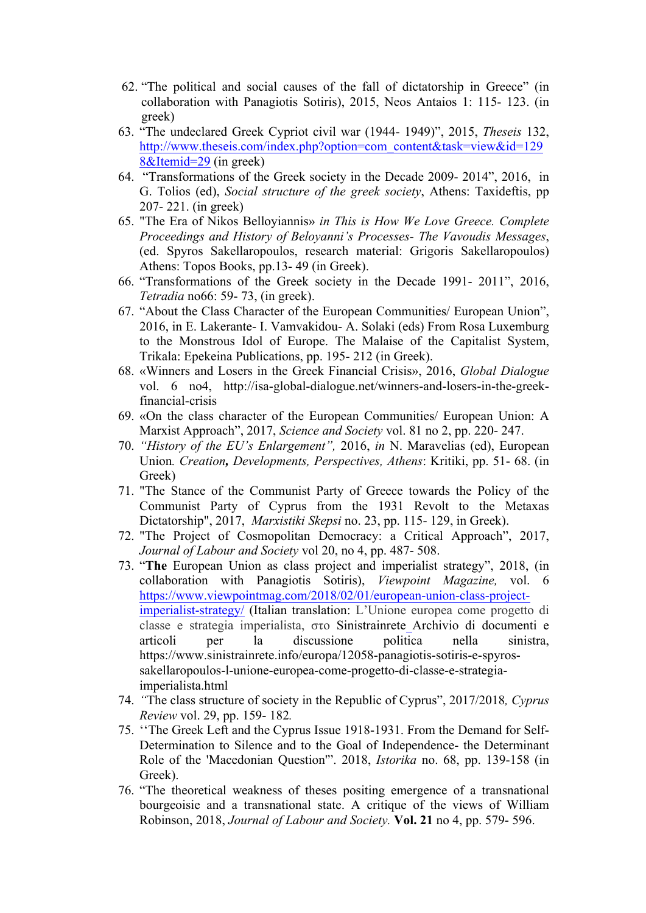62. "The political and social causes of the fall of dictatorship in Greece" (in collaboration with Panagiotis Sotiris), 2015, Neos Antaios 1: 115- 123. (in greek)
63. "The undeclared Greek Cypriot civil war (1944- 1949)", 2015, *Theseis* 132, http://www.theseis.com/index.php?option=com_content&task=view&id=1298&Itemid=29 (in greek)
64. "Transformations of the Greek society in the Decade 2009- 2014", 2016, in G. Tolios (ed), *Social structure of the greek society*, Athens: Taxideftis, pp 207- 221. (in greek)
65. "The Era of Nikos Belloyiannis» *in This is How We Love Greece. Complete Proceedings and History of Beloyanni's Processes- The Vavoudis Messages*, (ed. Spyros Sakellaropoulos, research material: Grigoris Sakellaropoulos) Athens: Topos Books, pp.13- 49 (in Greek).
66. "Transformations of the Greek society in the Decade 1991- 2011", 2016, *Tetradia* no66: 59- 73, (in greek).
67. "About the Class Character of the European Communities/ European Union", 2016, in E. Lakerante- I. Vamvakidou- A. Solaki (eds) From Rosa Luxemburg to the Monstrous Idol of Europe. The Malaise of the Capitalist System, Trikala: Epekeina Publications, pp. 195- 212 (in Greek).
68. «Winners and Losers in the Greek Financial Crisis», 2016, *Global Dialogue* vol. 6 no4, http://isa-global-dialogue.net/winners-and-losers-in-the-greek-financial-crisis
69. «On the class character of the European Communities/ European Union: A Marxist Approach", 2017, *Science and Society* vol. 81 no 2, pp. 220- 247.
70. *"History of the EU's Enlargement",* 2016, *in* N. Maravelias (ed), European Union*. Creation***,** *Developments, Perspectives, Athens*: Kritiki, pp. 51- 68. (in Greek)
71. "The Stance of the Communist Party of Greece towards the Policy of the Communist Party of Cyprus from the 1931 Revolt to the Metaxas Dictatorship", 2017, *Marxistiki Skepsi* no. 23, pp. 115- 129, in Greek).
72. "The Project of Cosmopolitan Democracy: a Critical Approach", 2017, *Journal of Labour and Society* vol 20, no 4, pp. 487- 508.
73. "**The** European Union as class project and imperialist strategy", 2018, (in collaboration with Panagiotis Sotiris), *Viewpoint Magazine,* vol. 6 https://www.viewpointmag.com/2018/02/01/european-union-class-project-imperialist-strategy/ (Italian translation: L'Unione europea come progetto di classe e strategia imperialista, στο Sinistrainrete_Archivio di documenti e articoli per la discussione politica nella sinistra, https://www.sinistrainrete.info/europa/12058-panagiotis-sotiris-e-spyros-sakellaropoulos-l-unione-europea-come-progetto-di-classe-e-strategia-imperialista.html
74. *"*The class structure of society in the Republic of Cyprus", 2017/2018*, Cyprus Review* vol. 29, pp. 159- 182*.*
75. ''The Greek Left and the Cyprus Issue 1918-1931. From the Demand for Self-Determination to Silence and to the Goal of Independence- the Determinant Role of the 'Macedonian Question'". 2018, *Istorika* no. 68, pp. 139-158 (in Greek).
76. "The theoretical weakness of theses positing emergence of a transnational bourgeoisie and a transnational state. A critique of the views of William Robinson, 2018, *Journal of Labour and Society.* **Vol. 21** no 4, pp. 579- 596.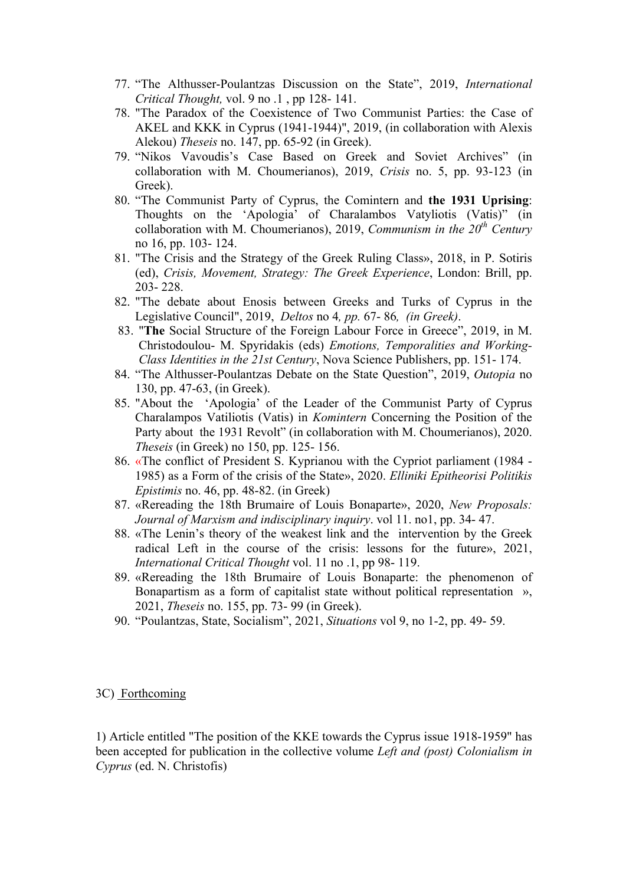77. "The Althusser-Poulantzas Discussion on the State", 2019, *International Critical Thought,* vol. 9 no .1 , pp 128- 141.
78. "The Paradox of the Coexistence of Two Communist Parties: the Case of AKEL and KKK in Cyprus (1941-1944)", 2019, (in collaboration with Alexis Alekou) *Theseis* no. 147, pp. 65-92 (in Greek).
79. "Nikos Vavoudis's Case Based on Greek and Soviet Archives" (in collaboration with M. Choumerianos), 2019, *Crisis* no. 5, pp. 93-123 (in Greek).
80. "The Communist Party of Cyprus, the Comintern and **the 1931 Uprising**: Thoughts on the 'Apologia' of Charalambos Vatyliotis (Vatis)" (in collaboration with M. Choumerianos), 2019, *Communism in the 20th Century* no 16, pp. 103- 124.
81. "The Crisis and the Strategy of the Greek Ruling Class», 2018, in P. Sotiris (ed), *Crisis, Movement, Strategy: The Greek Experience*, London: Brill, pp. 203- 228.
82. "The debate about Enosis between Greeks and Turks of Cyprus in the Legislative Council", 2019, *Deltos* no 4*, pp.* 67- 86*, (in Greek)*.
83. "**The** Social Structure of the Foreign Labour Force in Greece", 2019, in M. Christodoulou- M. Spyridakis (eds) *Emotions, Temporalities and Working-Class Identities in the 21st Century*, Nova Science Publishers, pp. 151- 174.
84. "The Althusser-Poulantzas Debate on the State Question", 2019, *Outopia* no 130, pp. 47-63, (in Greek).
85. "About the 'Apologia' of the Leader of the Communist Party of Cyprus Charalampos Vatiliotis (Vatis) in *Komintern* Concerning the Position of the Party about the 1931 Revolt" (in collaboration with M. Choumerianos), 2020. *Theseis* (in Greek) no 150, pp. 125- 156.
86. «The conflict of President S. Kyprianou with the Cypriot parliament (1984 - 1985) as a Form of the crisis of the State», 2020. *Elliniki Epitheorisi Politikis Epistimis* no. 46, pp. 48-82. (in Greek)
87. «Rereading the 18th Brumaire of Louis Bonaparte», 2020, *New Proposals: Journal of Marxism and indisciplinary inquiry*. vol 11. no1, pp. 34- 47.
88. «The Lenin's theory of the weakest link and the intervention by the Greek radical Left in the course of the crisis: lessons for the future», 2021, *International Critical Thought* vol. 11 no .1, pp 98- 119.
89. «Rereading the 18th Brumaire of Louis Bonaparte: the phenomenon of Bonapartism as a form of capitalist state without political representation », 2021, *Theseis* no. 155, pp. 73- 99 (in Greek).
90. "Poulantzas, State, Socialism", 2021, *Situations* vol 9, no 1-2, pp. 49- 59.

3C) Forthcoming

1) Article entitled "The position of the KKE towards the Cyprus issue 1918-1959" has been accepted for publication in the collective volume *Left and (post) Colonialism in Cyprus* (ed. N. Christofis)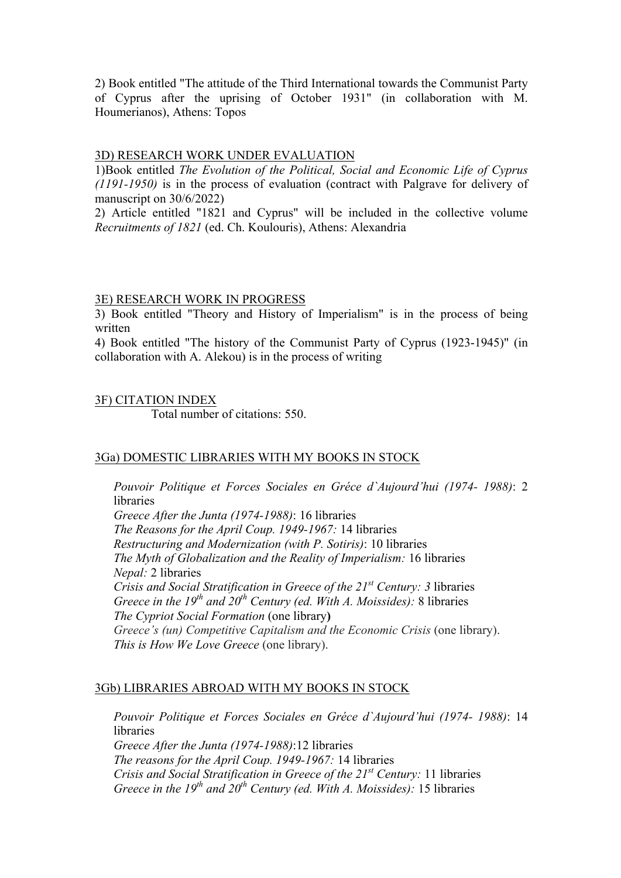2) Book entitled "The attitude of the Third International towards the Communist Party of Cyprus after the uprising of October 1931" (in collaboration with M. Houmerianos), Athens: Topos

3D) RESEARCH WORK UNDER EVALUATION

1)Book entitled *The Evolution of the Political, Social and Economic Life of Cyprus (1191-1950)* is in the process of evaluation (contract with Palgrave for delivery of manuscript on 30/6/2022)

2) Article entitled "1821 and Cyprus" will be included in the collective volume *Recruitments of 1821* (ed. Ch. Koulouris), Athens: Alexandria

3E) RESEARCH WORK IN PROGRESS

3) Book entitled "Theory and History of Imperialism" is in the process of being written

4) Book entitled "The history of the Communist Party of Cyprus (1923-1945)" (in collaboration with A. Alekou) is in the process of writing

3F) CITATION INDEX

Total number of citations: 550.

3Ga) DOMESTIC LIBRARIES WITH MY BOOKS IN STOCK

*Pouvoir Politique et Forces Sociales en Gréce d`Aujourd'hui (1974- 1988)*: 2 libraries
*Greece After the Junta (1974-1988)*: 16 libraries
*The Reasons for the April Coup. 1949-1967:* 14 libraries
*Restructuring and Modernization (with P. Sotiris)*: 10 libraries
*The Myth of Globalization and the Reality of Imperialism:* 16 libraries
*Nepal:* 2 libraries
*Crisis and Social Stratification in Greece of the 21st Century: 3* libraries
*Greece in the 19th and 20th Century (ed. With A. Moissides):* 8 libraries
*The Cypriot Social Formation* (one library**)**
*Greece's (un) Competitive Capitalism and the Economic Crisis* (one library).
*This is How We Love Greece* (one library).

3Gb) LIBRARIES ABROAD WITH MY BOOKS IN STOCK

*Pouvoir Politique et Forces Sociales en Gréce d`Aujourd'hui (1974- 1988)*: 14 libraries
*Greece After the Junta (1974-1988)*:12 libraries
*The reasons for the April Coup. 1949-1967:* 14 libraries
*Crisis and Social Stratification in Greece of the 21st Century:* 11 libraries
*Greece in the 19th and 20th Century (ed. With A. Moissides):* 15 libraries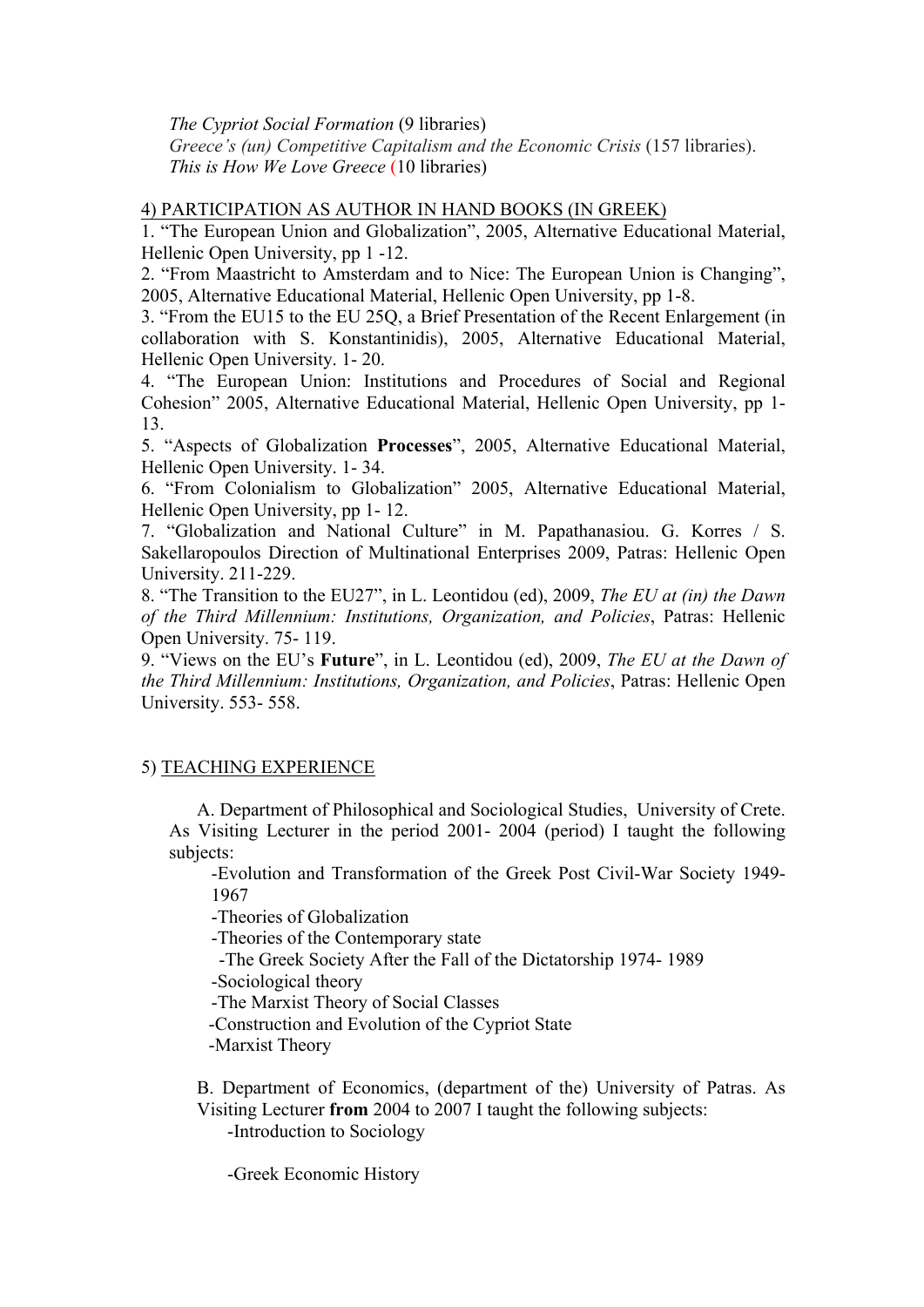*The Cypriot Social Formation* (9 libraries)
*Greece's (un) Competitive Capitalism and the Economic Crisis* (157 libraries).
*This is How We Love Greece* (10 libraries)

4) PARTICIPATION AS AUTHOR IN HAND BOOKS (IN GREEK)

1. "The European Union and Globalization", 2005, Alternative Educational Material, Hellenic Open University, pp 1 -12.
2. "From Maastricht to Amsterdam and to Nice: The European Union is Changing", 2005, Alternative Educational Material, Hellenic Open University, pp 1-8.
3. "From the EU15 to the EU 25Q, a Brief Presentation of the Recent Enlargement (in collaboration with S. Konstantinidis), 2005, Alternative Educational Material, Hellenic Open University. 1- 20.
4. "The European Union: Institutions and Procedures of Social and Regional Cohesion" 2005, Alternative Educational Material, Hellenic Open University, pp 1- 13.
5. "Aspects of Globalization **Processes**", 2005, Alternative Educational Material, Hellenic Open University. 1- 34.
6. "From Colonialism to Globalization" 2005, Alternative Educational Material, Hellenic Open University, pp 1- 12.
7. "Globalization and National Culture" in M. Papathanasiou. G. Korres / S. Sakellaropoulos Direction of Multinational Enterprises 2009, Patras: Hellenic Open University. 211-229.
8. "The Transition to the EU27", in L. Leontidou (ed), 2009, *The EU at (in) the Dawn of the Third Millennium: Institutions, Organization, and Policies*, Patras: Hellenic Open University. 75- 119.
9. "Views on the EU's **Future**", in L. Leontidou (ed), 2009, *The EU at the Dawn of the Third Millennium: Institutions, Organization, and Policies*, Patras: Hellenic Open University. 553- 558.

5) TEACHING EXPERIENCE

A. Department of Philosophical and Sociological Studies, University of Crete. As Visiting Lecturer in the period 2001- 2004 (period) I taught the following subjects:

- -Evolution and Transformation of the Greek Post Civil-War Society 1949-1967
- -Theories of Globalization
- -Theories of the Contemporary state
- -The Greek Society After the Fall of the Dictatorship 1974- 1989
- -Sociological theory
- -The Marxist Theory of Social Classes
- -Construction and Evolution of the Cypriot State
- -Marxist Theory

B. Department of Economics, (department of the) University of Patras. As Visiting Lecturer **from** 2004 to 2007 I taught the following subjects:

- -Introduction to Sociology
- -Greek Economic History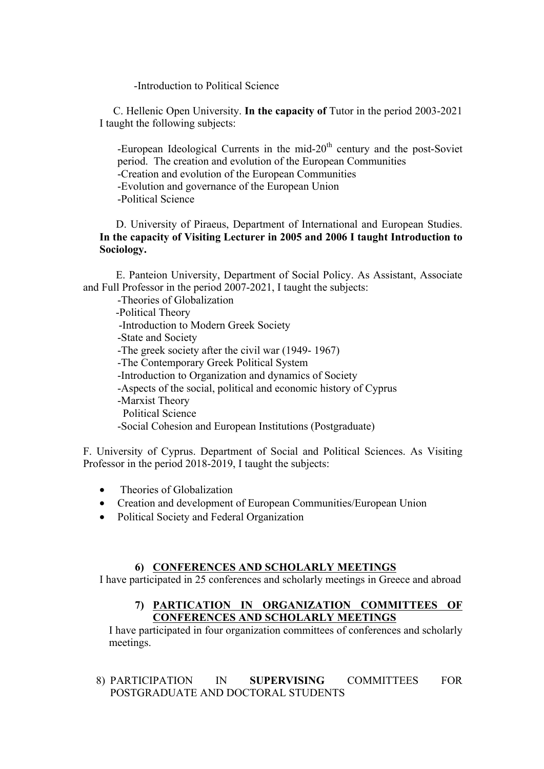-Introduction to Political Science

C. Hellenic Open University. **In the capacity of** Tutor in the period 2003-2021 I taught the following subjects:

-European Ideological Currents in the mid-20th century and the post-Soviet period. The creation and evolution of the European Communities
-Creation and evolution of the European Communities
-Evolution and governance of the European Union
-Political Science

D. University of Piraeus, Department of International and European Studies. **In the capacity of Visiting Lecturer in 2005 and 2006 I taught Introduction to Sociology.**

E. Panteion University, Department of Social Policy. As Assistant, Associate and Full Professor in the period 2007-2021, I taught the subjects:

-Theories of Globalization
-Political Theory
-Introduction to Modern Greek Society
-State and Society
-The greek society after the civil war (1949- 1967)
-The Contemporary Greek Political System
-Introduction to Organization and dynamics of Society
-Aspects of the social, political and economic history of Cyprus
-Marxist Theory
Political Science
-Social Cohesion and European Institutions (Postgraduate)

F. University of Cyprus. Department of Social and Political Sciences. As Visiting Professor in the period 2018-2019, I taught the subjects:

- Theories of Globalization
- Creation and development of European Communities/European Union
- Political Society and Federal Organization

## 6) CONFERENCES AND SCHOLARLY MEETINGS

I have participated in 25 conferences and scholarly meetings in Greece and abroad

## 7) PARTICATION IN ORGANIZATION COMMITTEES OF CONFERENCES AND SCHOLARLY MEETINGS

I have participated in four organization committees of conferences and scholarly meetings.

8) PARTICIPATION IN **SUPERVISING** COMMITTEES FOR POSTGRADUATE AND DOCTORAL STUDENTS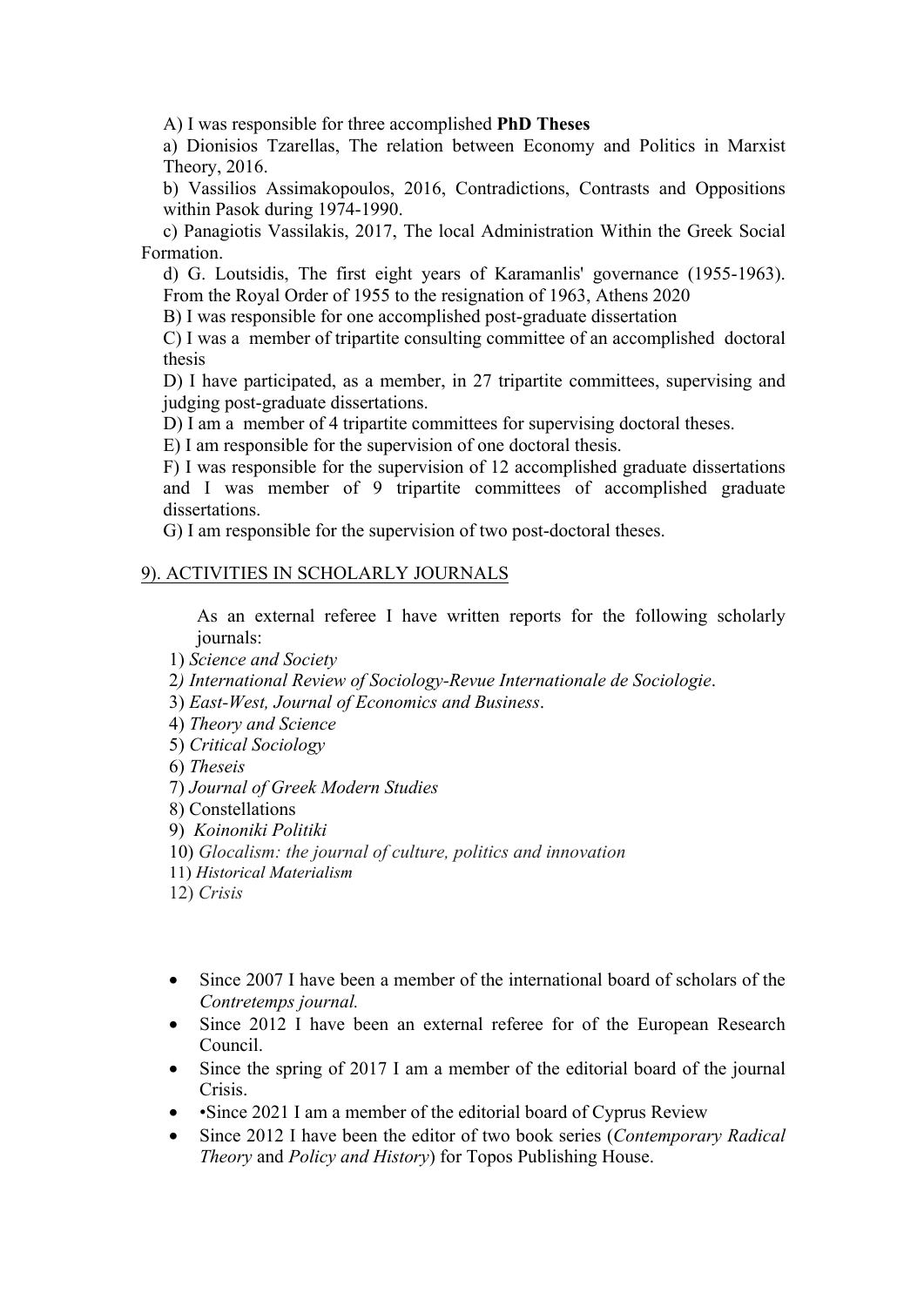A) I was responsible for three accomplished **PhD Theses**

a) Dionisios Tzarellas, The relation between Economy and Politics in Marxist Theory, 2016.

b) Vassilios Assimakopoulos, 2016, Contradictions, Contrasts and Oppositions within Pasok during 1974-1990.

c) Panagiotis Vassilakis, 2017, The local Administration Within the Greek Social Formation.

d) G. Loutsidis, The first eight years of Karamanlis' governance (1955-1963). From the Royal Order of 1955 to the resignation of 1963, Athens 2020

B) I was responsible for one accomplished post-graduate dissertation

C) I was a member of tripartite consulting committee of an accomplished doctoral thesis

D) I have participated, as a member, in 27 tripartite committees, supervising and judging post-graduate dissertations.

D) I am a member of 4 tripartite committees for supervising doctoral theses.

E) I am responsible for the supervision of one doctoral thesis.

F) I was responsible for the supervision of 12 accomplished graduate dissertations and I was member of 9 tripartite committees of accomplished graduate dissertations.

G) I am responsible for the supervision of two post-doctoral theses.

## 9). ACTIVITIES IN SCHOLARLY JOURNALS

As an external referee I have written reports for the following scholarly journals:

1) *Science and Society*
2) *International Review of Sociology-Revue Internationale de Sociologie*.
3) *East-West, Journal of Economics and Business*.
4) *Theory and Science*
5) *Critical Sociology*
6) *Theseis*
7) *Journal of Greek Modern Studies*
8) Constellations
9) *Koinoniki Politiki*
10) *Glocalism: the journal of culture, politics and innovation*
11) *Historical Materialism*
12) *Crisis*

- Since 2007 I have been a member of the international board of scholars of the *Contretemps journal.*
- Since 2012 I have been an external referee for of the European Research Council.
- Since the spring of 2017 I am a member of the editorial board of the journal Crisis.
- •Since 2021 I am a member of the editorial board of Cyprus Review
- Since 2012 I have been the editor of two book series (*Contemporary Radical Theory* and *Policy and History*) for Topos Publishing House.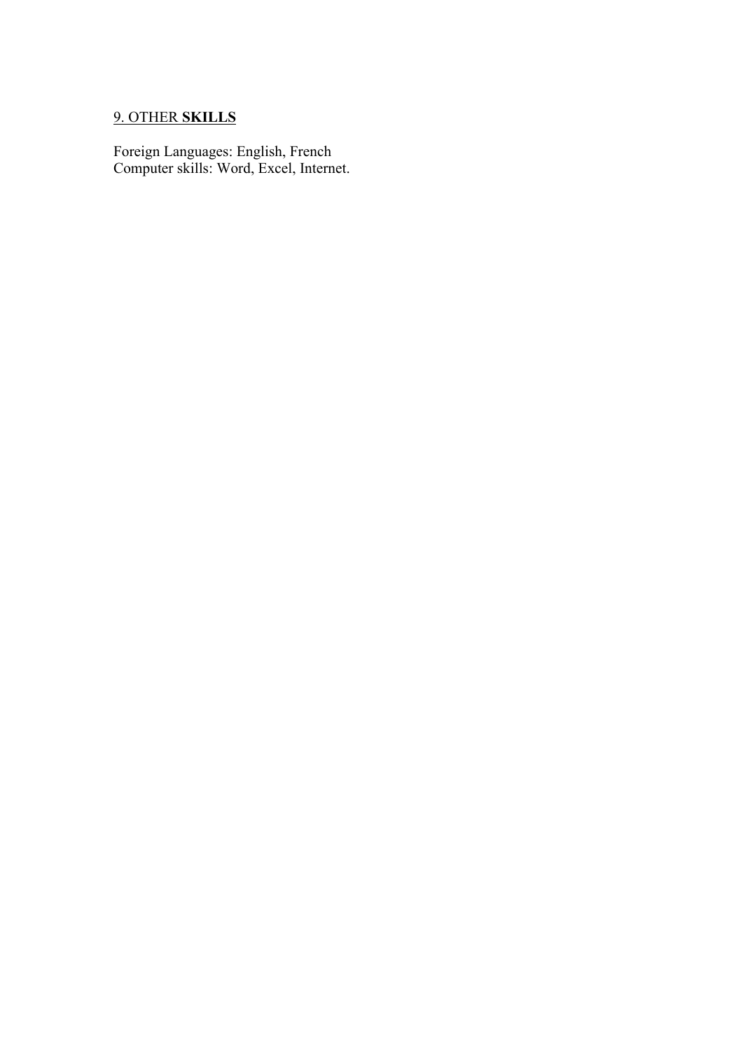## 9. OTHER **SKILLS**

Foreign Languages: English, French
Computer skills: Word, Excel, Internet.